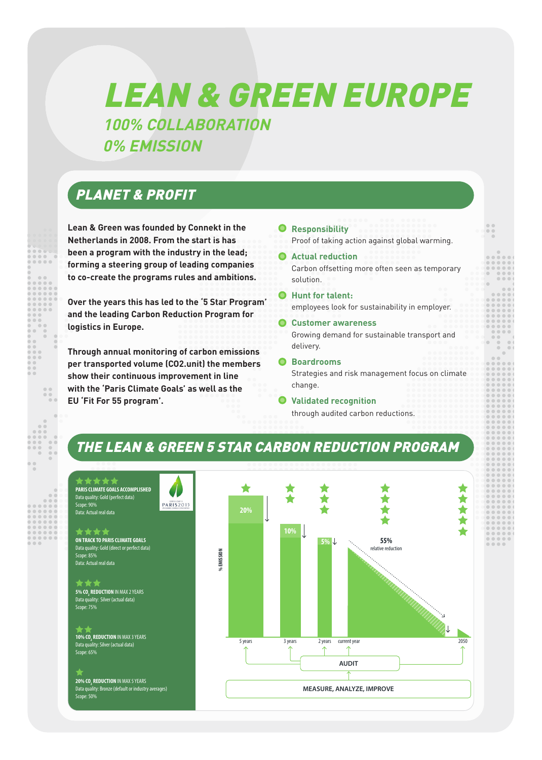# LEAN & GREEN EUROPE

## 100% COLLABORATION
## 0% EMISSION

## PLANET & PROFIT

**Lean & Green was founded by Connekt in the Netherlands in 2008. From the start is has been a program with the industry in the lead; forming a steering group of leading companies to co-create the programs rules and ambitions.**

**Over the years this has led to the '5 Star Program' and the leading Carbon Reduction Program for logistics in Europe.**

**Through annual monitoring of carbon emissions per transported volume (CO2.unit) the members show their continuous improvement in line with the 'Paris Climate Goals' as well as the EU 'Fit For 55 program'.**

- **Responsibility**
  Proof of taking action against global warming.
- **Actual reduction**
  Carbon offsetting more often seen as temporary solution.
- **Hunt for talent:**
  employees look for sustainability in employer.
- **Customer awareness**
  Growing demand for sustainable transport and delivery.
- **Boardrooms**
  Strategies and risk management focus on climate change.
- **Validated recognition**
  through audited carbon reductions.

## THE LEAN & GREEN 5 STAR CARBON REDUCTION PROGRAM

★★★★★ **PARIS CLIMATE GOALS ACCOMPLISHED**
Data quality: Gold (perfect data)
Scope: 90%
Data: Actual real data

★★★★ **ON TRACK TO PARIS CLIMATE GOALS**
Data quality: Gold (direct or perfect data)
Scope: 85%
Data: Actual real data

★★★ **5% $CO_2$ REDUCTION** IN MAX 2 YEARS
Data quality: Silver (actual data)
Scope: 75%

★★ **10% $CO_2$ REDUCTION** IN MAX 3 YEARS
Data quality: Silver (actual data)
Scope: 65%

★ **20% $CO_2$ REDUCTION** IN MAX 5 YEARS
Data quality: Bronze (default or industry averages)
Scope: 50%

% EMISSION: 20% (5 years, ★), 10% (3 years, ★★), 5% (2 years, ★★★), 55% relative reduction (current year to 2050, ★★★★), 2050 (★★★★★)

AUDIT

MEASURE, ANALYZE, IMPROVE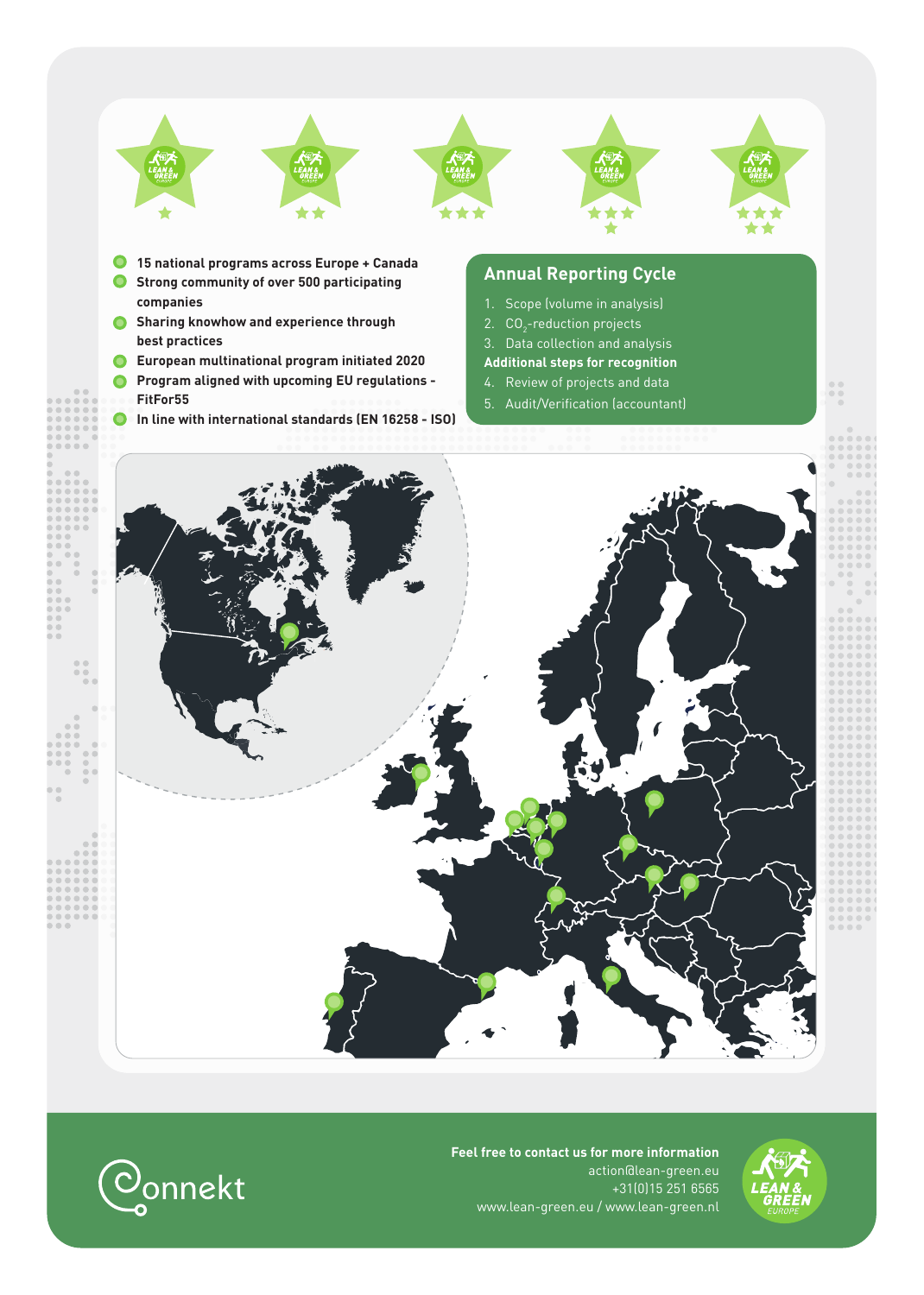- 15 national programs across Europe + Canada
- Strong community of over 500 participating companies
- Sharing knowhow and experience through best practices
- European multinational program initiated 2020
- Program aligned with upcoming EU regulations - FitFor55
- In line with international standards (EN 16258 - ISO)

## Annual Reporting Cycle

1. Scope (volume in analysis)
2. $CO_2$-reduction projects
3. Data collection and analysis

**Additional steps for recognition**

4. Review of projects and data
5. Audit/Verification (accountant)

**Feel free to contact us for more information**
action@lean-green.eu
+31(0)15 251 6565
www.lean-green.eu / www.lean-green.nl